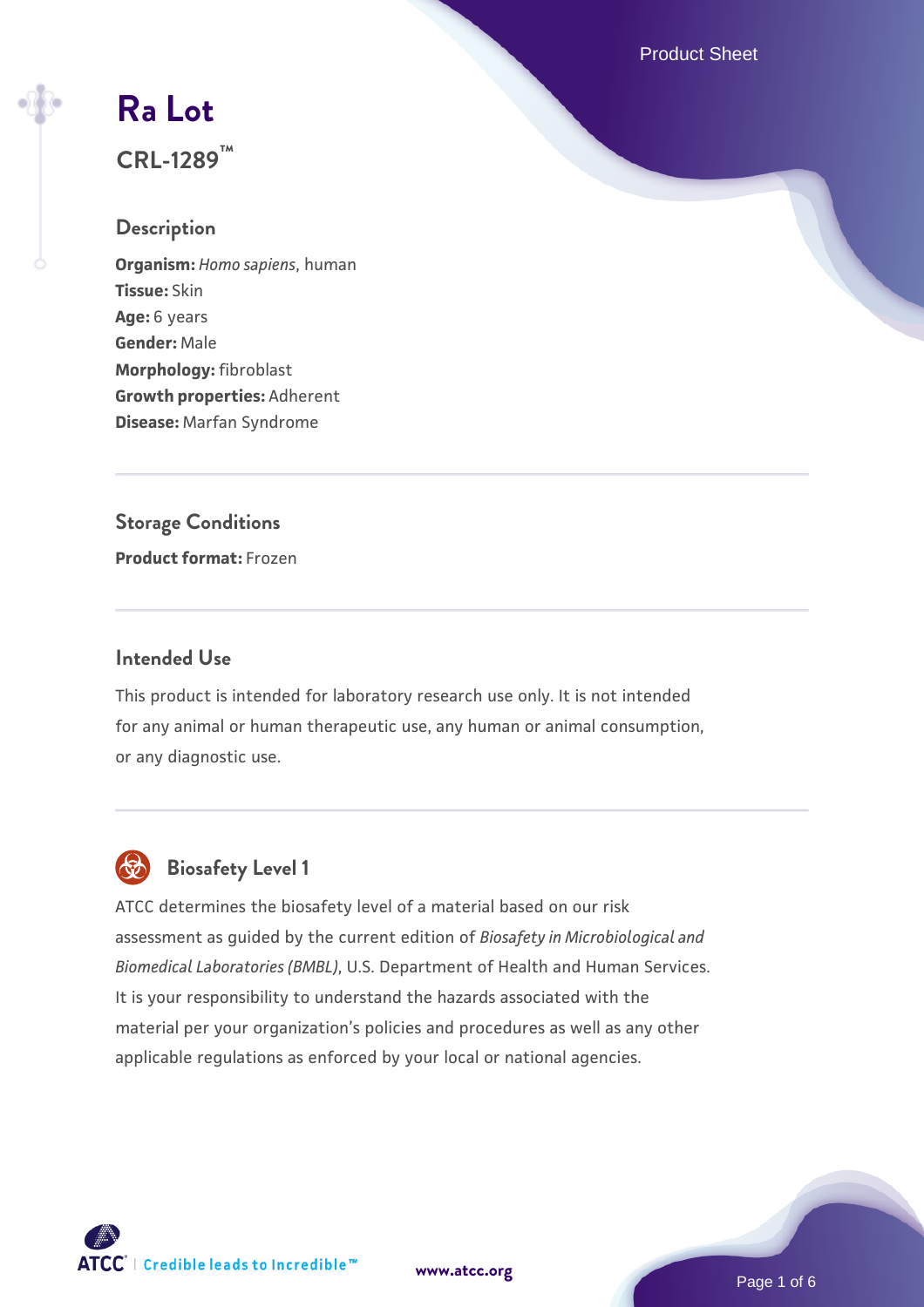# Ra Lot

## CRL-1289™

### Description

**Organism:** *Homo sapiens*, human
**Tissue:** Skin
**Age:** 6 years
**Gender:** Male
**Morphology:** fibroblast
**Growth properties:** Adherent
**Disease:** Marfan Syndrome

### Storage Conditions

**Product format:** Frozen

### Intended Use

This product is intended for laboratory research use only. It is not intended for any animal or human therapeutic use, any human or animal consumption, or any diagnostic use.

### Biosafety Level 1

ATCC determines the biosafety level of a material based on our risk assessment as guided by the current edition of *Biosafety in Microbiological and Biomedical Laboratories (BMBL)*, U.S. Department of Health and Human Services. It is your responsibility to understand the hazards associated with the material per your organization's policies and procedures as well as any other applicable regulations as enforced by your local or national agencies.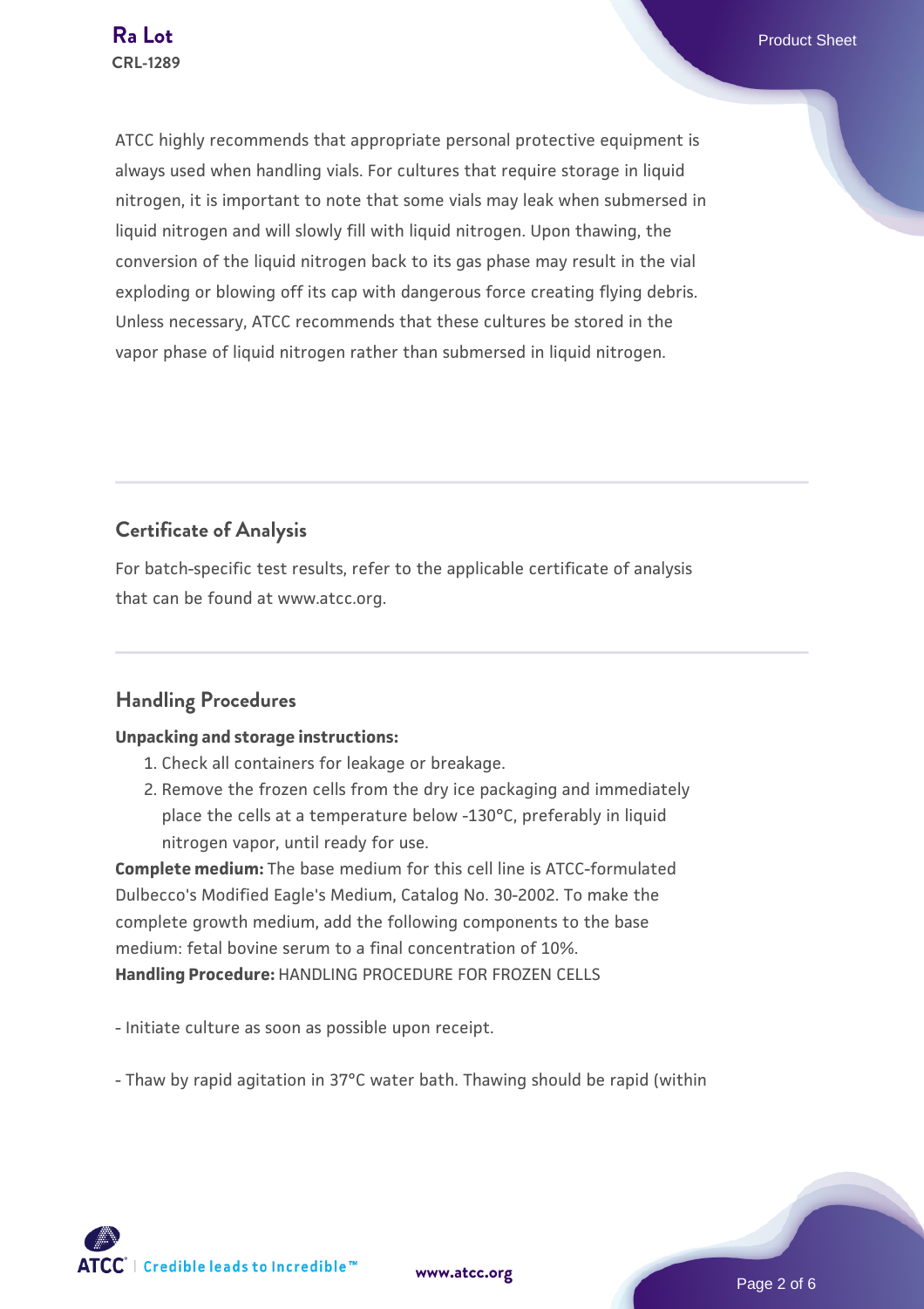ATCC highly recommends that appropriate personal protective equipment is always used when handling vials. For cultures that require storage in liquid nitrogen, it is important to note that some vials may leak when submersed in liquid nitrogen and will slowly fill with liquid nitrogen. Upon thawing, the conversion of the liquid nitrogen back to its gas phase may result in the vial exploding or blowing off its cap with dangerous force creating flying debris. Unless necessary, ATCC recommends that these cultures be stored in the vapor phase of liquid nitrogen rather than submersed in liquid nitrogen.

## Certificate of Analysis

For batch-specific test results, refer to the applicable certificate of analysis that can be found at www.atcc.org.

## Handling Procedures

**Unpacking and storage instructions:**

1. Check all containers for leakage or breakage.
2. Remove the frozen cells from the dry ice packaging and immediately place the cells at a temperature below -130°C, preferably in liquid nitrogen vapor, until ready for use.

**Complete medium:** The base medium for this cell line is ATCC-formulated Dulbecco's Modified Eagle's Medium, Catalog No. 30-2002. To make the complete growth medium, add the following components to the base medium: fetal bovine serum to a final concentration of 10%.
**Handling Procedure:** HANDLING PROCEDURE FOR FROZEN CELLS

- Initiate culture as soon as possible upon receipt.

- Thaw by rapid agitation in 37°C water bath. Thawing should be rapid (within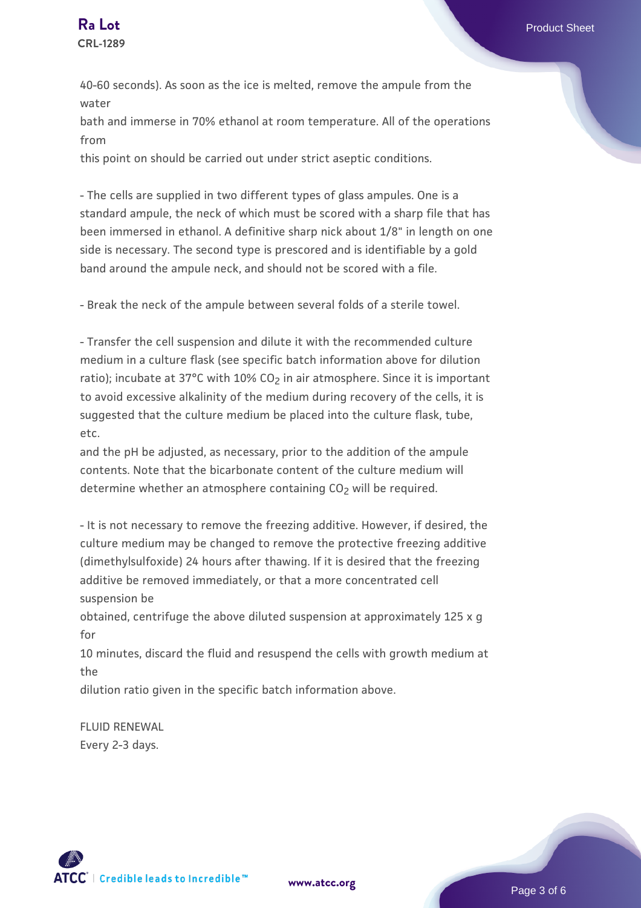40-60 seconds). As soon as the ice is melted, remove the ampule from the water bath and immerse in 70% ethanol at room temperature. All of the operations from this point on should be carried out under strict aseptic conditions.

- The cells are supplied in two different types of glass ampules. One is a standard ampule, the neck of which must be scored with a sharp file that has been immersed in ethanol. A definitive sharp nick about 1/8" in length on one side is necessary. The second type is prescored and is identifiable by a gold band around the ampule neck, and should not be scored with a file.

- Break the neck of the ampule between several folds of a sterile towel.

- Transfer the cell suspension and dilute it with the recommended culture medium in a culture flask (see specific batch information above for dilution ratio); incubate at 37°C with 10% $CO_2$ in air atmosphere. Since it is important to avoid excessive alkalinity of the medium during recovery of the cells, it is suggested that the culture medium be placed into the culture flask, tube, etc. and the pH be adjusted, as necessary, prior to the addition of the ampule contents. Note that the bicarbonate content of the culture medium will determine whether an atmosphere containing $CO_2$ will be required.

- It is not necessary to remove the freezing additive. However, if desired, the culture medium may be changed to remove the protective freezing additive (dimethylsulfoxide) 24 hours after thawing. If it is desired that the freezing additive be removed immediately, or that a more concentrated cell suspension be obtained, centrifuge the above diluted suspension at approximately 125 x g for 10 minutes, discard the fluid and resuspend the cells with growth medium at the dilution ratio given in the specific batch information above.

FLUID RENEWAL
Every 2-3 days.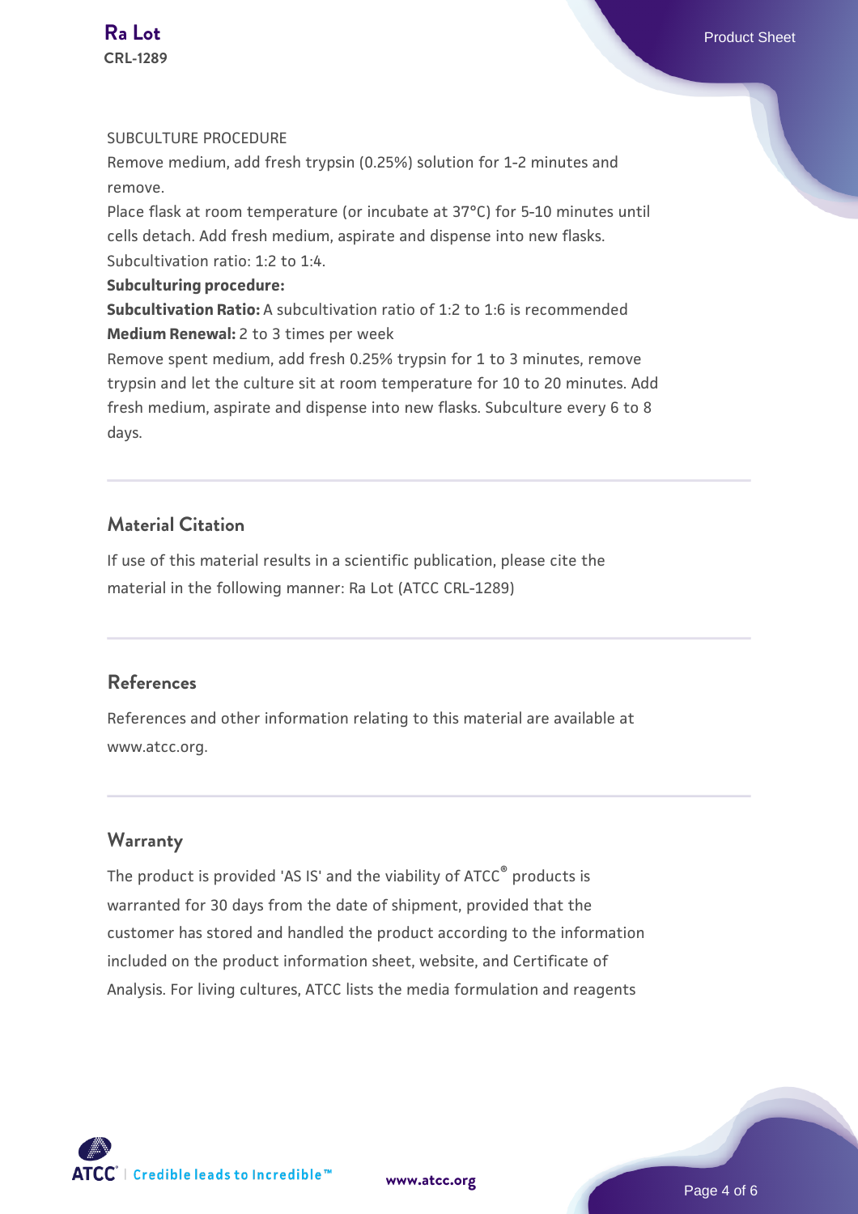SUBCULTURE PROCEDURE

Remove medium, add fresh trypsin (0.25%) solution for 1-2 minutes and remove.

Place flask at room temperature (or incubate at 37°C) for 5-10 minutes until cells detach. Add fresh medium, aspirate and dispense into new flasks.

Subcultivation ratio: 1:2 to 1:4.

**Subculturing procedure:**

**Subcultivation Ratio:** A subcultivation ratio of 1:2 to 1:6 is recommended

**Medium Renewal:** 2 to 3 times per week

Remove spent medium, add fresh 0.25% trypsin for 1 to 3 minutes, remove trypsin and let the culture sit at room temperature for 10 to 20 minutes. Add fresh medium, aspirate and dispense into new flasks. Subculture every 6 to 8 days.

## Material Citation

If use of this material results in a scientific publication, please cite the material in the following manner: Ra Lot (ATCC CRL-1289)

## References

References and other information relating to this material are available at www.atcc.org.

## Warranty

The product is provided 'AS IS' and the viability of ATCC® products is warranted for 30 days from the date of shipment, provided that the customer has stored and handled the product according to the information included on the product information sheet, website, and Certificate of Analysis. For living cultures, ATCC lists the media formulation and reagents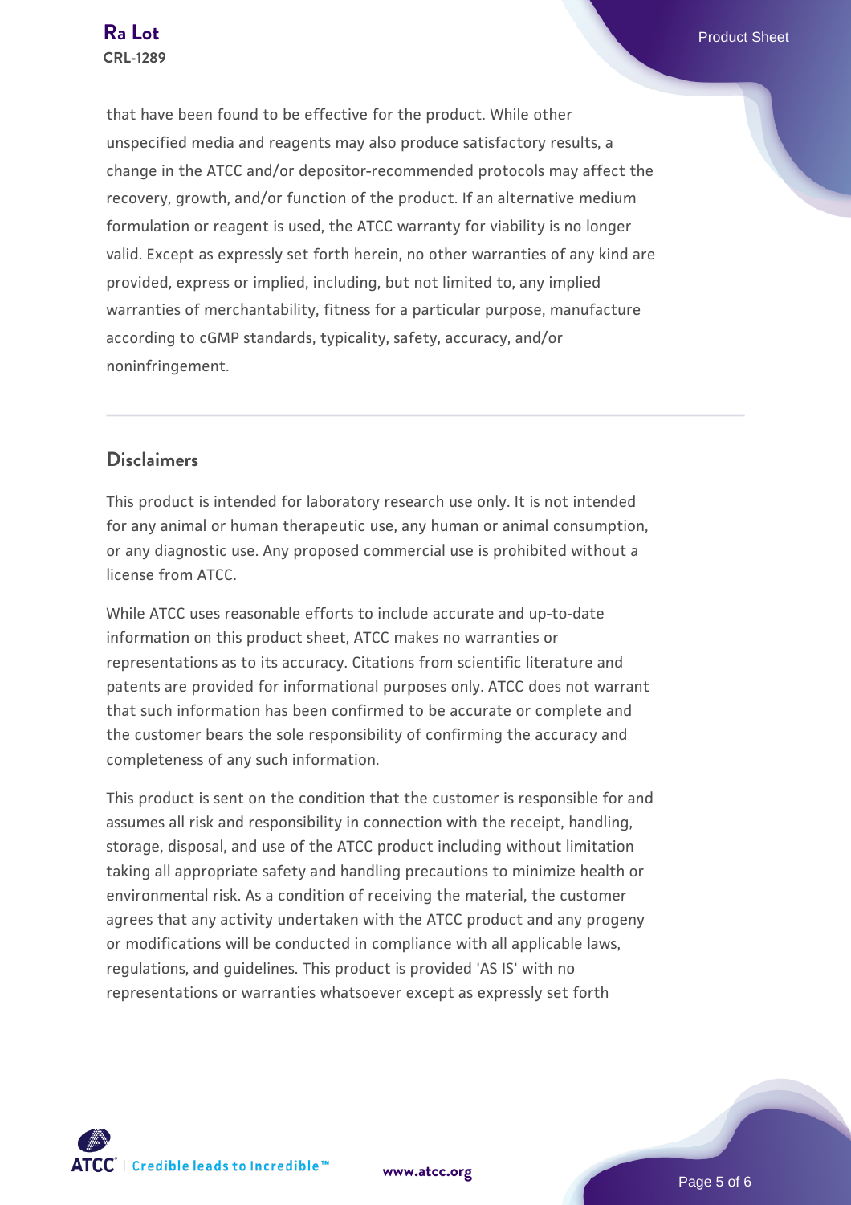that have been found to be effective for the product. While other unspecified media and reagents may also produce satisfactory results, a change in the ATCC and/or depositor-recommended protocols may affect the recovery, growth, and/or function of the product. If an alternative medium formulation or reagent is used, the ATCC warranty for viability is no longer valid. Except as expressly set forth herein, no other warranties of any kind are provided, express or implied, including, but not limited to, any implied warranties of merchantability, fitness for a particular purpose, manufacture according to cGMP standards, typicality, safety, accuracy, and/or noninfringement.

## Disclaimers

This product is intended for laboratory research use only. It is not intended for any animal or human therapeutic use, any human or animal consumption, or any diagnostic use. Any proposed commercial use is prohibited without a license from ATCC.

While ATCC uses reasonable efforts to include accurate and up-to-date information on this product sheet, ATCC makes no warranties or representations as to its accuracy. Citations from scientific literature and patents are provided for informational purposes only. ATCC does not warrant that such information has been confirmed to be accurate or complete and the customer bears the sole responsibility of confirming the accuracy and completeness of any such information.

This product is sent on the condition that the customer is responsible for and assumes all risk and responsibility in connection with the receipt, handling, storage, disposal, and use of the ATCC product including without limitation taking all appropriate safety and handling precautions to minimize health or environmental risk. As a condition of receiving the material, the customer agrees that any activity undertaken with the ATCC product and any progeny or modifications will be conducted in compliance with all applicable laws, regulations, and guidelines. This product is provided 'AS IS' with no representations or warranties whatsoever except as expressly set forth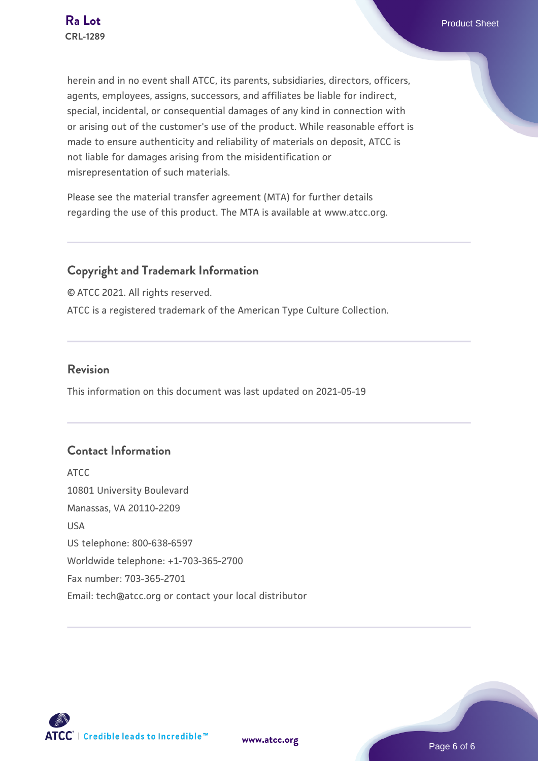herein and in no event shall ATCC, its parents, subsidiaries, directors, officers, agents, employees, assigns, successors, and affiliates be liable for indirect, special, incidental, or consequential damages of any kind in connection with or arising out of the customer's use of the product. While reasonable effort is made to ensure authenticity and reliability of materials on deposit, ATCC is not liable for damages arising from the misidentification or misrepresentation of such materials.

Please see the material transfer agreement (MTA) for further details regarding the use of this product. The MTA is available at www.atcc.org.

## Copyright and Trademark Information

© ATCC 2021. All rights reserved.

ATCC is a registered trademark of the American Type Culture Collection.

## Revision

This information on this document was last updated on 2021-05-19

## Contact Information

ATCC
10801 University Boulevard
Manassas, VA 20110-2209
USA
US telephone: 800-638-6597
Worldwide telephone: +1-703-365-2700
Fax number: 703-365-2701
Email: tech@atcc.org or contact your local distributor